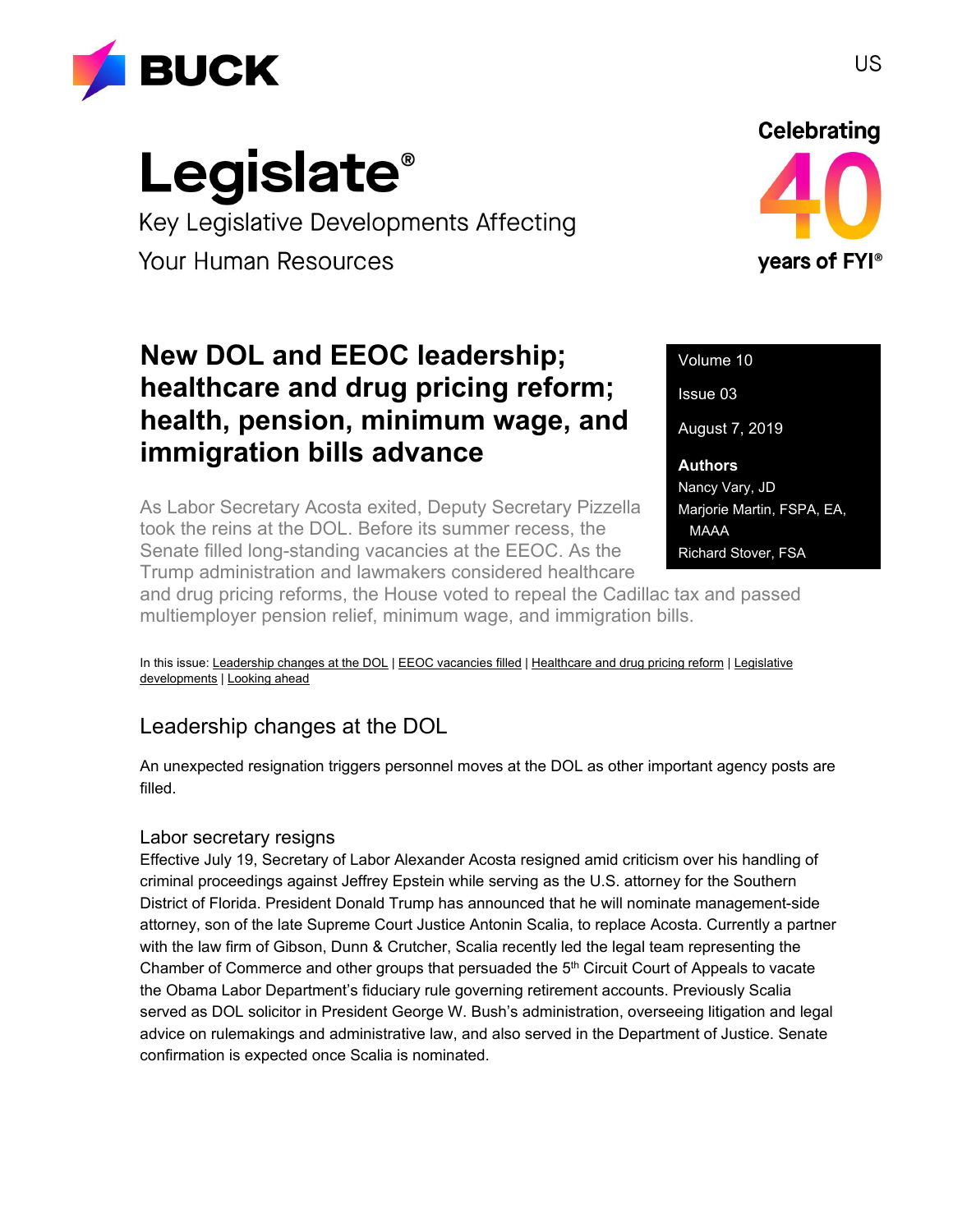BUCK

US

# Legislate®

Key Legislative Developments Affecting Your Human Resources

Celebrating 40 years of FYI®

## New DOL and EEOC leadership; healthcare and drug pricing reform; health, pension, minimum wage, and immigration bills advance

Volume 10

Issue 03

August 7, 2019

**Authors**

Nancy Vary, JD

Marjorie Martin, FSPA, EA, MAAA

Richard Stover, FSA

As Labor Secretary Acosta exited, Deputy Secretary Pizzella took the reins at the DOL. Before its summer recess, the Senate filled long-standing vacancies at the EEOC. As the Trump administration and lawmakers considered healthcare and drug pricing reforms, the House voted to repeal the Cadillac tax and passed multiemployer pension relief, minimum wage, and immigration bills.

In this issue: Leadership changes at the DOL | EEOC vacancies filled | Healthcare and drug pricing reform | Legislative developments | Looking ahead

## Leadership changes at the DOL

An unexpected resignation triggers personnel moves at the DOL as other important agency posts are filled.

### Labor secretary resigns

Effective July 19, Secretary of Labor Alexander Acosta resigned amid criticism over his handling of criminal proceedings against Jeffrey Epstein while serving as the U.S. attorney for the Southern District of Florida. President Donald Trump has announced that he will nominate management-side attorney, son of the late Supreme Court Justice Antonin Scalia, to replace Acosta. Currently a partner with the law firm of Gibson, Dunn & Crutcher, Scalia recently led the legal team representing the Chamber of Commerce and other groups that persuaded the 5th Circuit Court of Appeals to vacate the Obama Labor Department's fiduciary rule governing retirement accounts. Previously Scalia served as DOL solicitor in President George W. Bush's administration, overseeing litigation and legal advice on rulemakings and administrative law, and also served in the Department of Justice. Senate confirmation is expected once Scalia is nominated.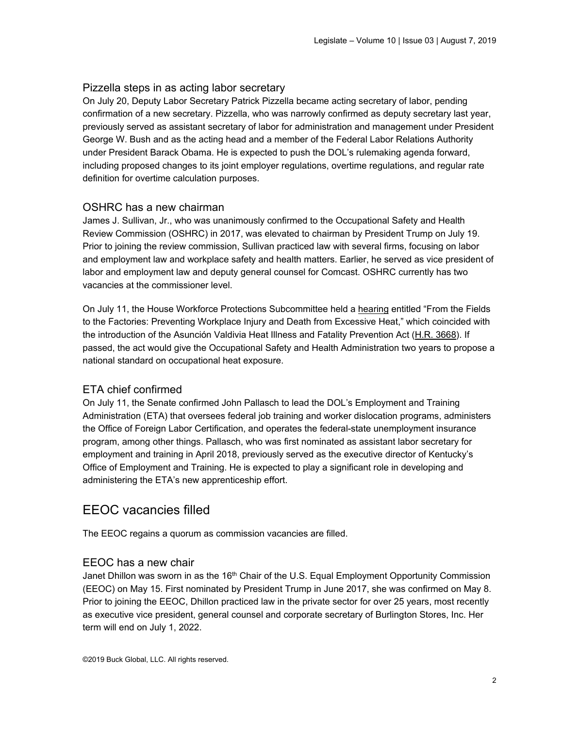### Pizzella steps in as acting labor secretary

On July 20, Deputy Labor Secretary Patrick Pizzella became acting secretary of labor, pending confirmation of a new secretary. Pizzella, who was narrowly confirmed as deputy secretary last year, previously served as assistant secretary of labor for administration and management under President George W. Bush and as the acting head and a member of the Federal Labor Relations Authority under President Barack Obama. He is expected to push the DOL's rulemaking agenda forward, including proposed changes to its joint employer regulations, overtime regulations, and regular rate definition for overtime calculation purposes.

### OSHRC has a new chairman

James J. Sullivan, Jr., who was unanimously confirmed to the Occupational Safety and Health Review Commission (OSHRC) in 2017, was elevated to chairman by President Trump on July 19. Prior to joining the review commission, Sullivan practiced law with several firms, focusing on labor and employment law and workplace safety and health matters. Earlier, he served as vice president of labor and employment law and deputy general counsel for Comcast. OSHRC currently has two vacancies at the commissioner level.

On July 11, the House Workforce Protections Subcommittee held a hearing entitled "From the Fields to the Factories: Preventing Workplace Injury and Death from Excessive Heat," which coincided with the introduction of the Asunción Valdivia Heat Illness and Fatality Prevention Act (H.R. 3668). If passed, the act would give the Occupational Safety and Health Administration two years to propose a national standard on occupational heat exposure.

### ETA chief confirmed

On July 11, the Senate confirmed John Pallasch to lead the DOL's Employment and Training Administration (ETA) that oversees federal job training and worker dislocation programs, administers the Office of Foreign Labor Certification, and operates the federal-state unemployment insurance program, among other things. Pallasch, who was first nominated as assistant labor secretary for employment and training in April 2018, previously served as the executive director of Kentucky's Office of Employment and Training. He is expected to play a significant role in developing and administering the ETA's new apprenticeship effort.

## EEOC vacancies filled

The EEOC regains a quorum as commission vacancies are filled.

### EEOC has a new chair

Janet Dhillon was sworn in as the 16th Chair of the U.S. Equal Employment Opportunity Commission (EEOC) on May 15. First nominated by President Trump in June 2017, she was confirmed on May 8. Prior to joining the EEOC, Dhillon practiced law in the private sector for over 25 years, most recently as executive vice president, general counsel and corporate secretary of Burlington Stores, Inc. Her term will end on July 1, 2022.

©2019 Buck Global, LLC. All rights reserved.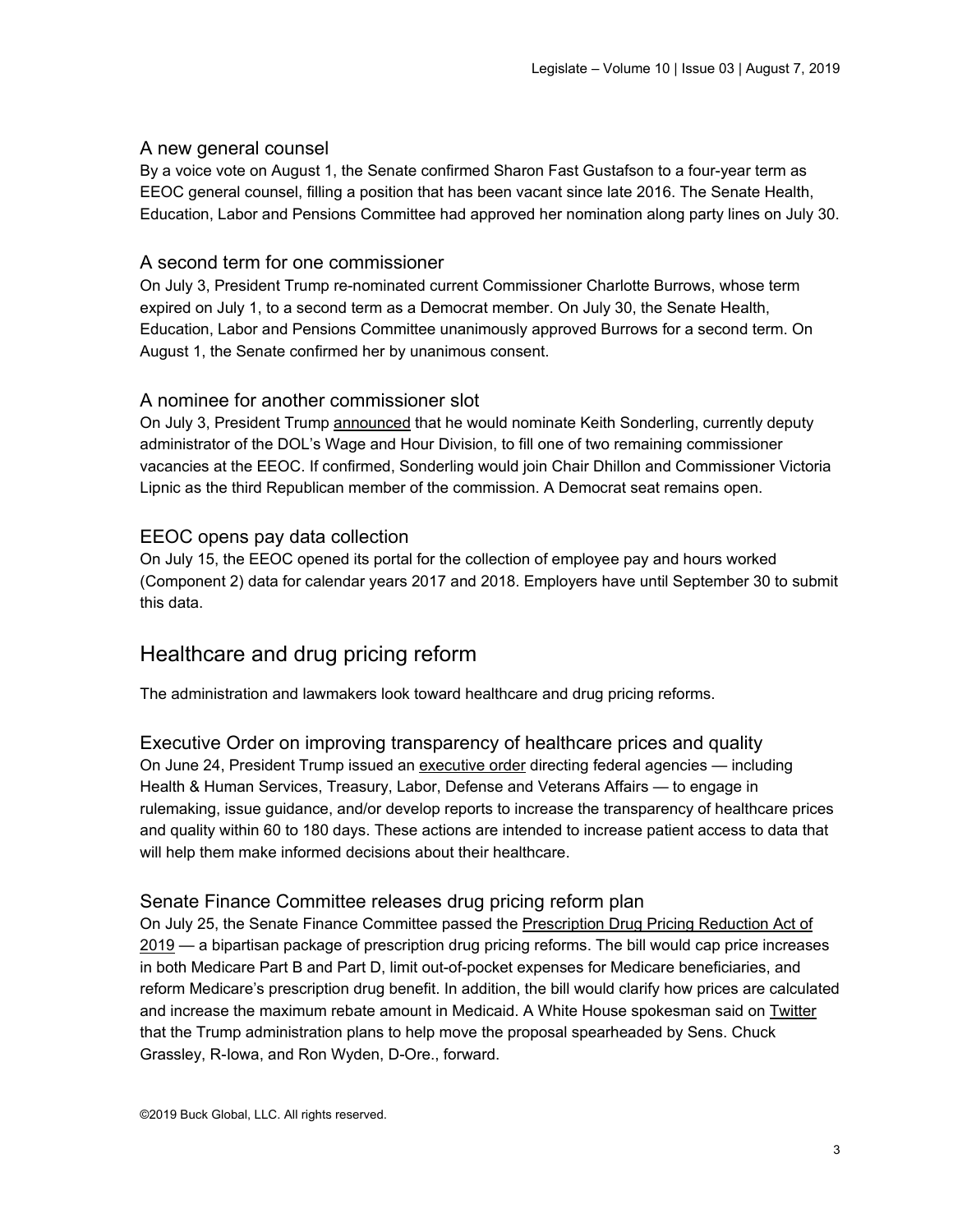### A new general counsel

By a voice vote on August 1, the Senate confirmed Sharon Fast Gustafson to a four-year term as EEOC general counsel, filling a position that has been vacant since late 2016. The Senate Health, Education, Labor and Pensions Committee had approved her nomination along party lines on July 30.

### A second term for one commissioner

On July 3, President Trump re-nominated current Commissioner Charlotte Burrows, whose term expired on July 1, to a second term as a Democrat member. On July 30, the Senate Health, Education, Labor and Pensions Committee unanimously approved Burrows for a second term. On August 1, the Senate confirmed her by unanimous consent.

### A nominee for another commissioner slot

On July 3, President Trump announced that he would nominate Keith Sonderling, currently deputy administrator of the DOL's Wage and Hour Division, to fill one of two remaining commissioner vacancies at the EEOC. If confirmed, Sonderling would join Chair Dhillon and Commissioner Victoria Lipnic as the third Republican member of the commission. A Democrat seat remains open.

### EEOC opens pay data collection

On July 15, the EEOC opened its portal for the collection of employee pay and hours worked (Component 2) data for calendar years 2017 and 2018. Employers have until September 30 to submit this data.

## Healthcare and drug pricing reform

The administration and lawmakers look toward healthcare and drug pricing reforms.

### Executive Order on improving transparency of healthcare prices and quality

On June 24, President Trump issued an executive order directing federal agencies — including Health & Human Services, Treasury, Labor, Defense and Veterans Affairs — to engage in rulemaking, issue guidance, and/or develop reports to increase the transparency of healthcare prices and quality within 60 to 180 days. These actions are intended to increase patient access to data that will help them make informed decisions about their healthcare.

### Senate Finance Committee releases drug pricing reform plan

On July 25, the Senate Finance Committee passed the Prescription Drug Pricing Reduction Act of 2019 — a bipartisan package of prescription drug pricing reforms. The bill would cap price increases in both Medicare Part B and Part D, limit out-of-pocket expenses for Medicare beneficiaries, and reform Medicare's prescription drug benefit. In addition, the bill would clarify how prices are calculated and increase the maximum rebate amount in Medicaid. A White House spokesman said on Twitter that the Trump administration plans to help move the proposal spearheaded by Sens. Chuck Grassley, R-Iowa, and Ron Wyden, D-Ore., forward.

©2019 Buck Global, LLC. All rights reserved.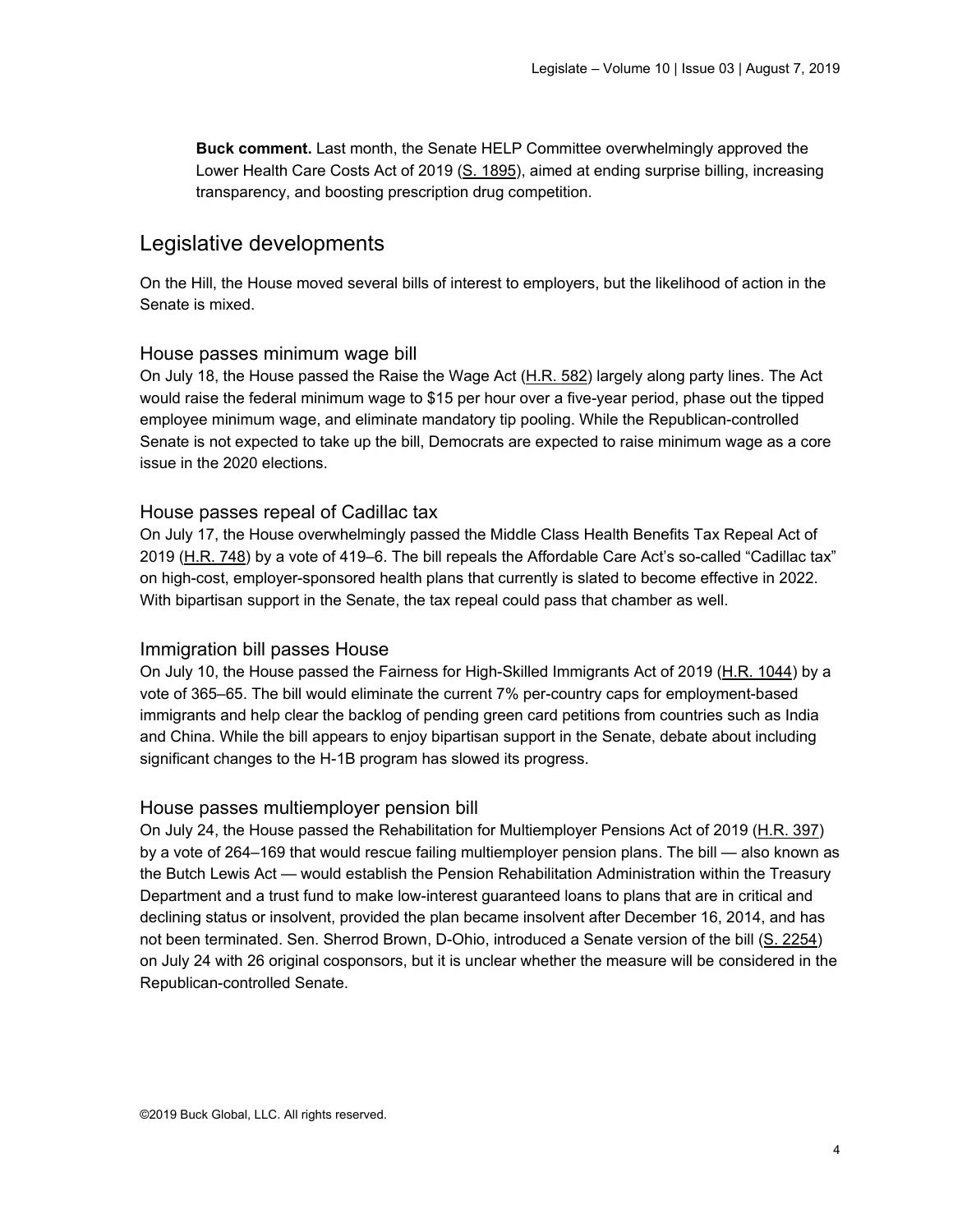**Buck comment.** Last month, the Senate HELP Committee overwhelmingly approved the Lower Health Care Costs Act of 2019 (S. 1895), aimed at ending surprise billing, increasing transparency, and boosting prescription drug competition.

## Legislative developments

On the Hill, the House moved several bills of interest to employers, but the likelihood of action in the Senate is mixed.

### House passes minimum wage bill

On July 18, the House passed the Raise the Wage Act (H.R. 582) largely along party lines. The Act would raise the federal minimum wage to $15 per hour over a five-year period, phase out the tipped employee minimum wage, and eliminate mandatory tip pooling. While the Republican-controlled Senate is not expected to take up the bill, Democrats are expected to raise minimum wage as a core issue in the 2020 elections.

### House passes repeal of Cadillac tax

On July 17, the House overwhelmingly passed the Middle Class Health Benefits Tax Repeal Act of 2019 (H.R. 748) by a vote of 419–6. The bill repeals the Affordable Care Act's so-called "Cadillac tax" on high-cost, employer-sponsored health plans that currently is slated to become effective in 2022. With bipartisan support in the Senate, the tax repeal could pass that chamber as well.

### Immigration bill passes House

On July 10, the House passed the Fairness for High-Skilled Immigrants Act of 2019 (H.R. 1044) by a vote of 365–65. The bill would eliminate the current 7% per-country caps for employment-based immigrants and help clear the backlog of pending green card petitions from countries such as India and China. While the bill appears to enjoy bipartisan support in the Senate, debate about including significant changes to the H-1B program has slowed its progress.

### House passes multiemployer pension bill

On July 24, the House passed the Rehabilitation for Multiemployer Pensions Act of 2019 (H.R. 397) by a vote of 264–169 that would rescue failing multiemployer pension plans. The bill — also known as the Butch Lewis Act — would establish the Pension Rehabilitation Administration within the Treasury Department and a trust fund to make low-interest guaranteed loans to plans that are in critical and declining status or insolvent, provided the plan became insolvent after December 16, 2014, and has not been terminated. Sen. Sherrod Brown, D-Ohio, introduced a Senate version of the bill (S. 2254) on July 24 with 26 original cosponsors, but it is unclear whether the measure will be considered in the Republican-controlled Senate.

©2019 Buck Global, LLC. All rights reserved.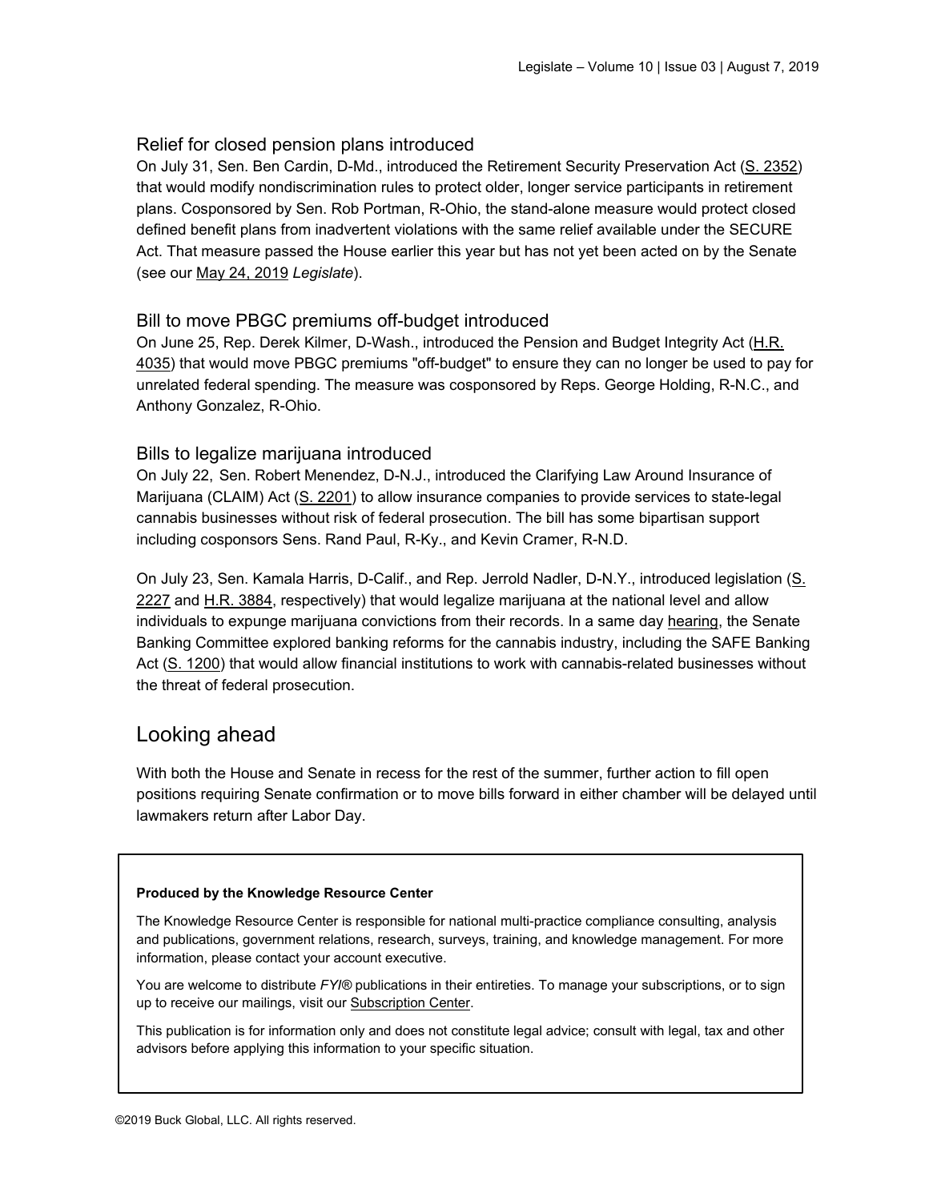### Relief for closed pension plans introduced

On July 31, Sen. Ben Cardin, D-Md., introduced the Retirement Security Preservation Act (S. 2352) that would modify nondiscrimination rules to protect older, longer service participants in retirement plans. Cosponsored by Sen. Rob Portman, R-Ohio, the stand-alone measure would protect closed defined benefit plans from inadvertent violations with the same relief available under the SECURE Act. That measure passed the House earlier this year but has not yet been acted on by the Senate (see our May 24, 2019 *Legislate*).

### Bill to move PBGC premiums off-budget introduced

On June 25, Rep. Derek Kilmer, D-Wash., introduced the Pension and Budget Integrity Act (H.R. 4035) that would move PBGC premiums "off-budget" to ensure they can no longer be used to pay for unrelated federal spending. The measure was cosponsored by Reps. George Holding, R-N.C., and Anthony Gonzalez, R-Ohio.

### Bills to legalize marijuana introduced

On July 22, Sen. Robert Menendez, D-N.J., introduced the Clarifying Law Around Insurance of Marijuana (CLAIM) Act (S. 2201) to allow insurance companies to provide services to state-legal cannabis businesses without risk of federal prosecution. The bill has some bipartisan support including cosponsors Sens. Rand Paul, R-Ky., and Kevin Cramer, R-N.D.

On July 23, Sen. Kamala Harris, D-Calif., and Rep. Jerrold Nadler, D-N.Y., introduced legislation (S. 2227 and H.R. 3884, respectively) that would legalize marijuana at the national level and allow individuals to expunge marijuana convictions from their records. In a same day hearing, the Senate Banking Committee explored banking reforms for the cannabis industry, including the SAFE Banking Act (S. 1200) that would allow financial institutions to work with cannabis-related businesses without the threat of federal prosecution.

## Looking ahead

With both the House and Senate in recess for the rest of the summer, further action to fill open positions requiring Senate confirmation or to move bills forward in either chamber will be delayed until lawmakers return after Labor Day.

**Produced by the Knowledge Resource Center**

The Knowledge Resource Center is responsible for national multi-practice compliance consulting, analysis and publications, government relations, research, surveys, training, and knowledge management. For more information, please contact your account executive.

You are welcome to distribute *FYI*® publications in their entireties. To manage your subscriptions, or to sign up to receive our mailings, visit our Subscription Center.

This publication is for information only and does not constitute legal advice; consult with legal, tax and other advisors before applying this information to your specific situation.

©2019 Buck Global, LLC. All rights reserved.